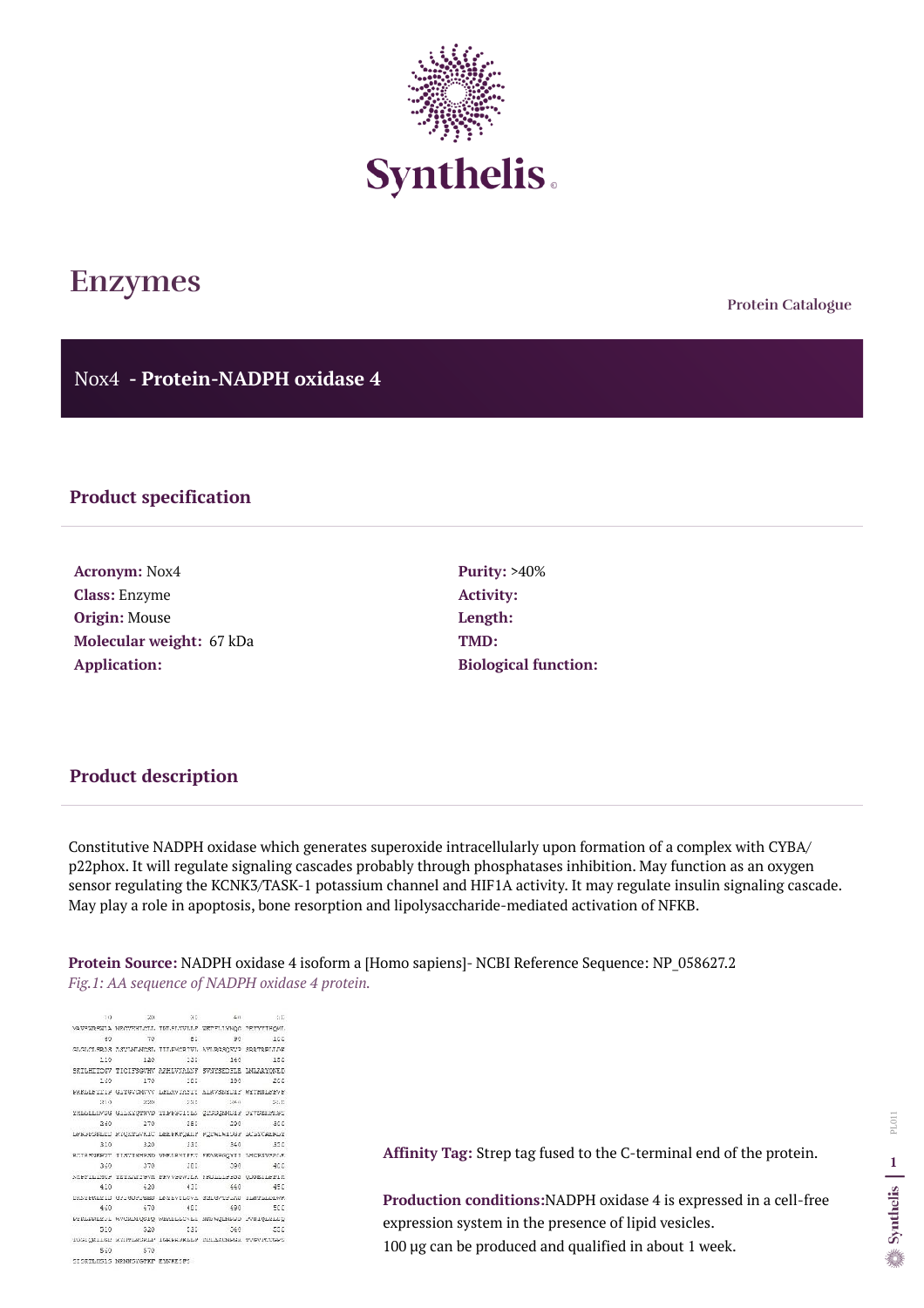# Enzymes

Protein Catalogue

## Nox4 - Protein-NADPH oxidase 4

### Product specification

**Acronym:** Nox4
**Class:** Enzyme
**Origin:** Mouse
**Molecular weight:** 67 kDa
**Application:**

**Purity:** >40%
**Activity:**
**Length:**
**TMD:**
**Biological function:**

### Product description

Constitutive NADPH oxidase which generates superoxide intracellularly upon formation of a complex with CYBA/p22phox. It will regulate signaling cascades probably through phosphatases inhibition. May function as an oxygen sensor regulating the KCNK3/TASK-1 potassium channel and HIF1A activity. It may regulate insulin signaling cascade. May play a role in apoptosis, bone resorption and lipolysaccharide-mediated activation of NFKB.

**Protein Source:** NADPH oxidase 4 isoform a [Homo sapiens]- NCBI Reference Sequence: NP_058627.2

*Fig.1: AA sequence of NADPH oxidase 4 protein.*

**Affinity Tag:** Strep tag fused to the C-terminal end of the protein.

**Production conditions:** NADPH oxidase 4 is expressed in a cell-free expression system in the presence of lipid vesicles.
100 µg can be produced and qualified in about 1 week.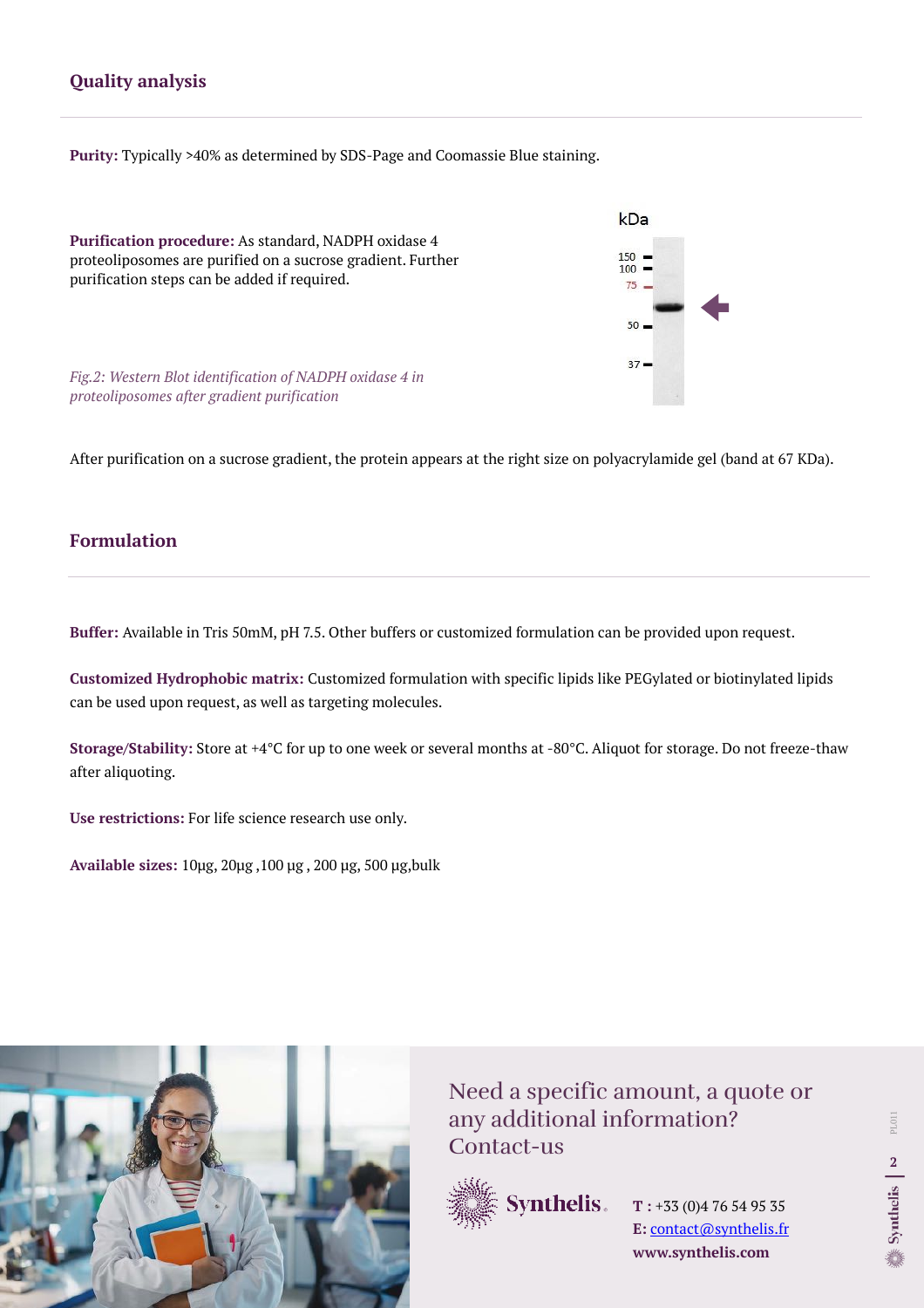## Quality analysis

**Purity:** Typically >40% as determined by SDS-Page and Coomassie Blue staining.

**Purification procedure:** As standard, NADPH oxidase 4 proteoliposomes are purified on a sucrose gradient. Further purification steps can be added if required.

kDa
150
100
75
50
37

*Fig.2: Western Blot identification of NADPH oxidase 4 in proteoliposomes after gradient purification*

After purification on a sucrose gradient, the protein appears at the right size on polyacrylamide gel (band at 67 KDa).

## Formulation

**Buffer:** Available in Tris 50mM, pH 7.5. Other buffers or customized formulation can be provided upon request.

**Customized Hydrophobic matrix:** Customized formulation with specific lipids like PEGylated or biotinylated lipids can be used upon request, as well as targeting molecules.

**Storage/Stability:** Store at +4°C for up to one week or several months at -80°C. Aliquot for storage. Do not freeze-thaw after aliquoting.

**Use restrictions:** For life science research use only.

**Available sizes:** 10µg, 20µg ,100 µg , 200 µg, 500 µg,bulk

Need a specific amount, a quote or any additional information? Contact-us

Synthelis

**T :** +33 (0)4 76 54 95 35
**E:** contact@synthelis.fr
**www.synthelis.com**